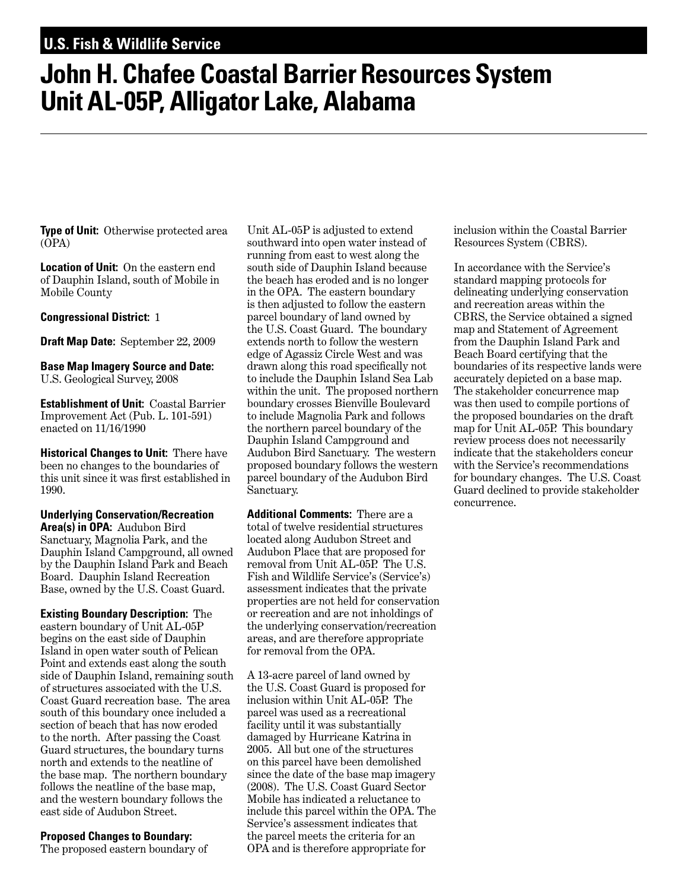**U.S. Fish & Wildlife Service**

# John H. Chafee Coastal Barrier Resources System Unit AL-05P, Alligator Lake, Alabama

**Type of Unit:** Otherwise protected area (OPA)

**Location of Unit:** On the eastern end of Dauphin Island, south of Mobile in Mobile County

**Congressional District:** 1

**Draft Map Date:** September 22, 2009

**Base Map Imagery Source and Date:** U.S. Geological Survey, 2008

**Establishment of Unit:** Coastal Barrier Improvement Act (Pub. L. 101-591) enacted on 11/16/1990

**Historical Changes to Unit:** There have been no changes to the boundaries of this unit since it was first established in 1990.

**Underlying Conservation/Recreation Area(s) in OPA:** Audubon Bird Sanctuary, Magnolia Park, and the Dauphin Island Campground, all owned by the Dauphin Island Park and Beach Board. Dauphin Island Recreation Base, owned by the U.S. Coast Guard.

**Existing Boundary Description:** The eastern boundary of Unit AL-05P begins on the east side of Dauphin Island in open water south of Pelican Point and extends east along the south side of Dauphin Island, remaining south of structures associated with the U.S. Coast Guard recreation base. The area south of this boundary once included a section of beach that has now eroded to the north. After passing the Coast Guard structures, the boundary turns north and extends to the neatline of the base map. The northern boundary follows the neatline of the base map, and the western boundary follows the east side of Audubon Street.

**Proposed Changes to Boundary:** The proposed eastern boundary of Unit AL-05P is adjusted to extend southward into open water instead of running from east to west along the south side of Dauphin Island because the beach has eroded and is no longer in the OPA. The eastern boundary is then adjusted to follow the eastern parcel boundary of land owned by the U.S. Coast Guard. The boundary extends north to follow the western edge of Agassiz Circle West and was drawn along this road specifically not to include the Dauphin Island Sea Lab within the unit. The proposed northern boundary crosses Bienville Boulevard to include Magnolia Park and follows the northern parcel boundary of the Dauphin Island Campground and Audubon Bird Sanctuary. The western proposed boundary follows the western parcel boundary of the Audubon Bird Sanctuary.

**Additional Comments:** There are a total of twelve residential structures located along Audubon Street and Audubon Place that are proposed for removal from Unit AL-05P. The U.S. Fish and Wildlife Service's (Service's) assessment indicates that the private properties are not held for conservation or recreation and are not inholdings of the underlying conservation/recreation areas, and are therefore appropriate for removal from the OPA.

A 13-acre parcel of land owned by the U.S. Coast Guard is proposed for inclusion within Unit AL-05P. The parcel was used as a recreational facility until it was substantially damaged by Hurricane Katrina in 2005. All but one of the structures on this parcel have been demolished since the date of the base map imagery (2008). The U.S. Coast Guard Sector Mobile has indicated a reluctance to include this parcel within the OPA. The Service's assessment indicates that the parcel meets the criteria for an OPA and is therefore appropriate for inclusion within the Coastal Barrier Resources System (CBRS).

In accordance with the Service's standard mapping protocols for delineating underlying conservation and recreation areas within the CBRS, the Service obtained a signed map and Statement of Agreement from the Dauphin Island Park and Beach Board certifying that the boundaries of its respective lands were accurately depicted on a base map. The stakeholder concurrence map was then used to compile portions of the proposed boundaries on the draft map for Unit AL-05P. This boundary review process does not necessarily indicate that the stakeholders concur with the Service's recommendations for boundary changes. The U.S. Coast Guard declined to provide stakeholder concurrence.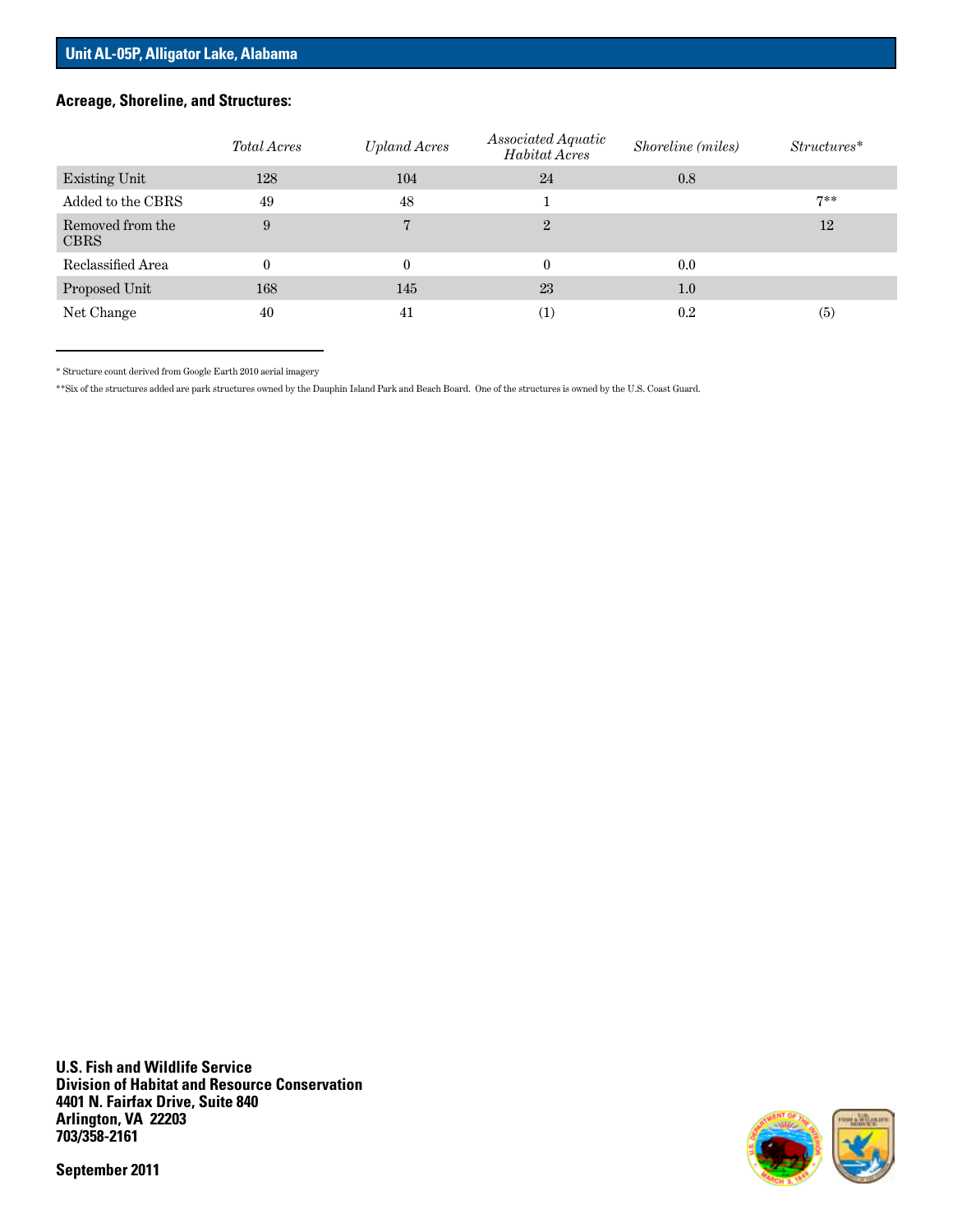## Unit AL-05P, Alligator Lake, Alabama

**Acreage, Shoreline, and Structures:**

| | *Total Acres* | *Upland Acres* | *Associated Aquatic Habitat Acres* | *Shoreline (miles)* | *Structures** |
|---|---|---|---|---|---|
| Existing Unit | 128 | 104 | 24 | 0.8 | |
| Added to the CBRS | 49 | 48 | 1 | | 7** |
| Removed from the CBRS | 9 | 7 | 2 | | 12 |
| Reclassified Area | 0 | 0 | 0 | 0.0 | |
| Proposed Unit | 168 | 145 | 23 | 1.0 | |
| Net Change | 40 | 41 | (1) | 0.2 | (5) |

* Structure count derived from Google Earth 2010 aerial imagery

**Six of the structures added are park structures owned by the Dauphin Island Park and Beach Board. One of the structures is owned by the U.S. Coast Guard.

**U.S. Fish and Wildlife Service**
**Division of Habitat and Resource Conservation**
**4401 N. Fairfax Drive, Suite 840**
**Arlington, VA 22203**
**703/358-2161**

**September 2011**